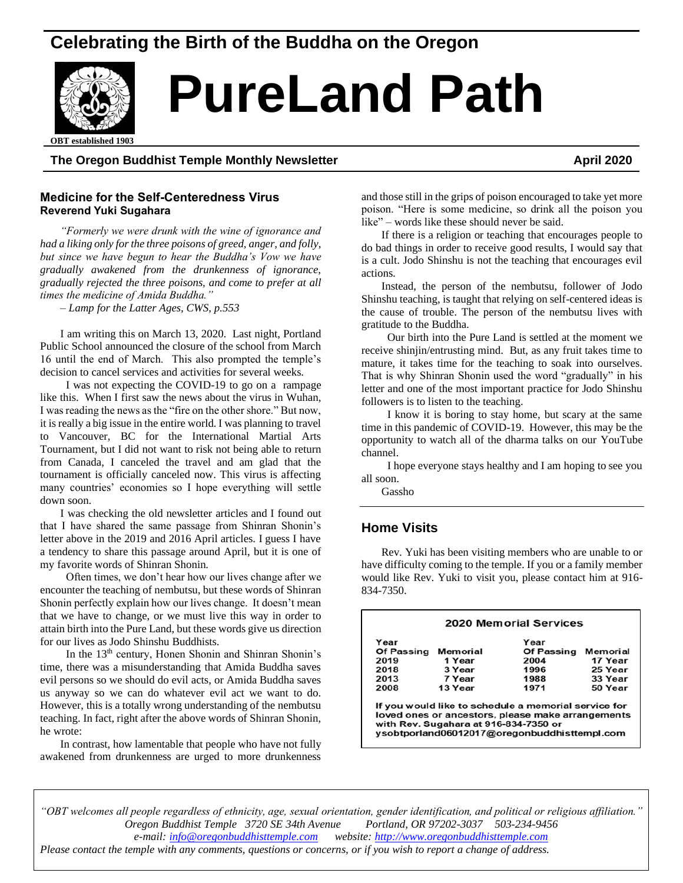Celebrating the Birth of the Buddha on the Oregon

# PureLand Path

OBT established 1903

**The Oregon Buddhist Temple Monthly Newsletter** **April 2020**

## Medicine for the Self-Centeredness Virus
**Reverend Yuki Sugahara**

*"Formerly we were drunk with the wine of ignorance and had a liking only for the three poisons of greed, anger, and folly, but since we have begun to hear the Buddha's Vow we have gradually awakened from the drunkenness of ignorance, gradually rejected the three poisons, and come to prefer at all times the medicine of Amida Buddha."*

*– Lamp for the Latter Ages, CWS, p.553*

I am writing this on March 13, 2020. Last night, Portland Public School announced the closure of the school from March 16 until the end of March. This also prompted the temple's decision to cancel services and activities for several weeks.

I was not expecting the COVID-19 to go on a rampage like this. When I first saw the news about the virus in Wuhan, I was reading the news as the "fire on the other shore." But now, it is really a big issue in the entire world. I was planning to travel to Vancouver, BC for the International Martial Arts Tournament, but I did not want to risk not being able to return from Canada, I canceled the travel and am glad that the tournament is officially canceled now. This virus is affecting many countries' economies so I hope everything will settle down soon.

I was checking the old newsletter articles and I found out that I have shared the same passage from Shinran Shonin's letter above in the 2019 and 2016 April articles. I guess I have a tendency to share this passage around April, but it is one of my favorite words of Shinran Shonin.

Often times, we don't hear how our lives change after we encounter the teaching of nembutsu, but these words of Shinran Shonin perfectly explain how our lives change. It doesn't mean that we have to change, or we must live this way in order to attain birth into the Pure Land, but these words give us direction for our lives as Jodo Shinshu Buddhists.

In the 13th century, Honen Shonin and Shinran Shonin's time, there was a misunderstanding that Amida Buddha saves evil persons so we should do evil acts, or Amida Buddha saves us anyway so we can do whatever evil act we want to do. However, this is a totally wrong understanding of the nembutsu teaching. In fact, right after the above words of Shinran Shonin, he wrote:

In contrast, how lamentable that people who have not fully awakened from drunkenness are urged to more drunkenness and those still in the grips of poison encouraged to take yet more poison. "Here is some medicine, so drink all the poison you like" – words like these should never be said.

If there is a religion or teaching that encourages people to do bad things in order to receive good results, I would say that is a cult. Jodo Shinshu is not the teaching that encourages evil actions.

Instead, the person of the nembutsu, follower of Jodo Shinshu teaching, is taught that relying on self-centered ideas is the cause of trouble. The person of the nembutsu lives with gratitude to the Buddha.

Our birth into the Pure Land is settled at the moment we receive shinjin/entrusting mind. But, as any fruit takes time to mature, it takes time for the teaching to soak into ourselves. That is why Shinran Shonin used the word "gradually" in his letter and one of the most important practice for Jodo Shinshu followers is to listen to the teaching.

I know it is boring to stay home, but scary at the same time in this pandemic of COVID-19. However, this may be the opportunity to watch all of the dharma talks on our YouTube channel.

I hope everyone stays healthy and I am hoping to see you all soon.

Gassho

## Home Visits

Rev. Yuki has been visiting members who are unable to or have difficulty coming to the temple. If you or a family member would like Rev. Yuki to visit you, please contact him at 916-834-7350.

**2020 Memorial Services**

| Year Of Passing | Memorial | Year Of Passing | Memorial |
|---|---|---|---|
| 2019 | 1 Year | 2004 | 17 Year |
| 2018 | 3 Year | 1996 | 25 Year |
| 2013 | 7 Year | 1988 | 33 Year |
| 2008 | 13 Year | 1971 | 50 Year |

If you would like to schedule a memorial service for loved ones or ancestors, please make arrangements with Rev. Sugahara at 916-834-7350 or ysobtporland06012017@oregonbuddhisttempl.com

*"OBT welcomes all people regardless of ethnicity, age, sexual orientation, gender identification, and political or religious affiliation."*
*Oregon Buddhist Temple 3720 SE 34th Avenue Portland, OR 97202-3037 503-234-9456*
*e-mail: info@oregonbuddhisttemple.com website: http://www.oregonbuddhisttemple.com*
*Please contact the temple with any comments, questions or concerns, or if you wish to report a change of address.*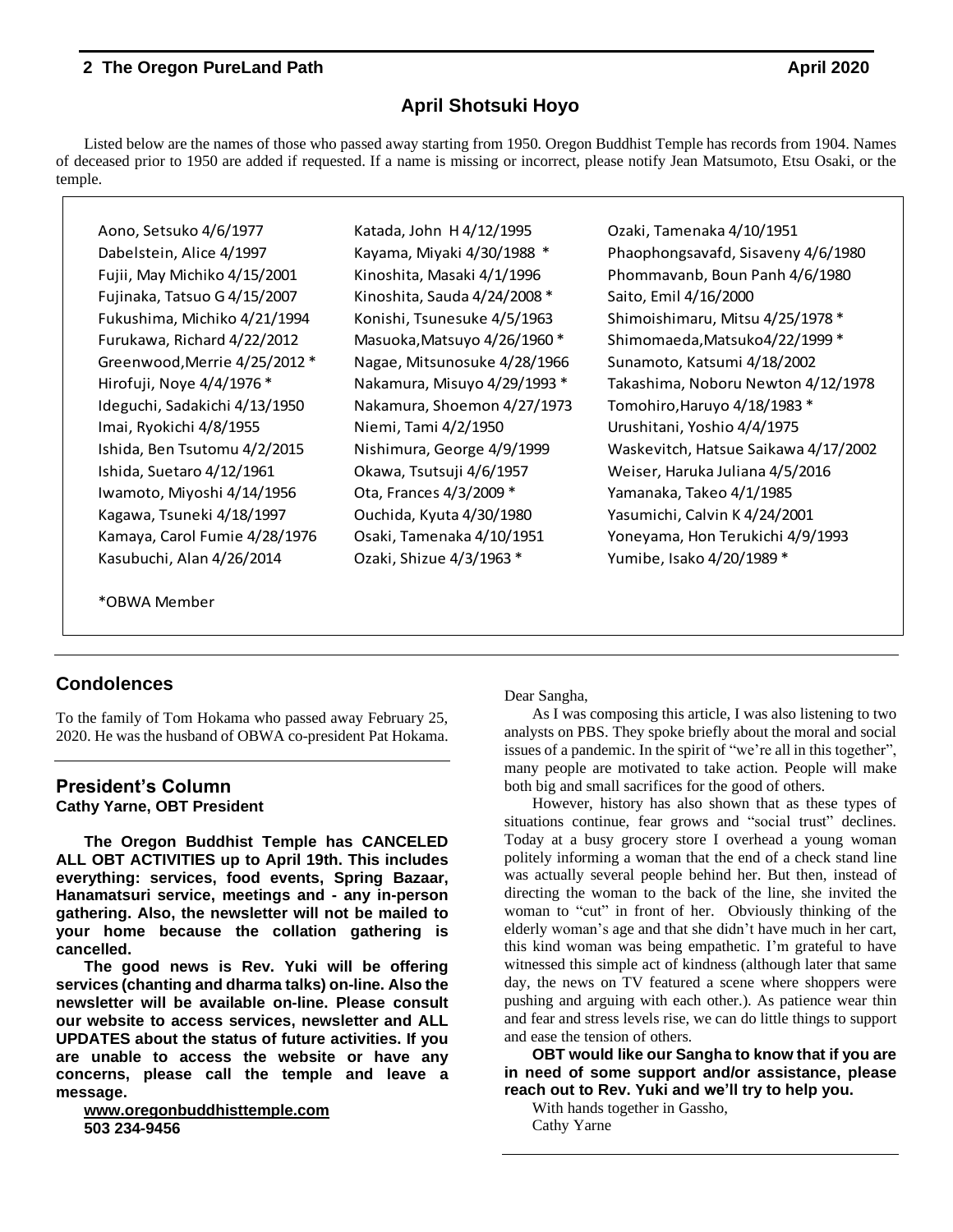## April Shotsuki Hoyo

Listed below are the names of those who passed away starting from 1950. Oregon Buddhist Temple has records from 1904. Names of deceased prior to 1950 are added if requested. If a name is missing or incorrect, please notify Jean Matsumoto, Etsu Osaki, or the temple.

Aono, Setsuko 4/6/1977
Dabelstein, Alice 4/1997
Fujii, May Michiko 4/15/2001
Fujinaka, Tatsuo G 4/15/2007
Fukushima, Michiko 4/21/1994
Furukawa, Richard 4/22/2012
Greenwood,Merrie 4/25/2012 *
Hirofuji, Noye 4/4/1976 *
Ideguchi, Sadakichi 4/13/1950
Imai, Ryokichi 4/8/1955
Ishida, Ben Tsutomu 4/2/2015
Ishida, Suetaro 4/12/1961
Iwamoto, Miyoshi 4/14/1956
Kagawa, Tsuneki 4/18/1997
Kamaya, Carol Fumie 4/28/1976
Kasubuchi, Alan 4/26/2014
Katada, John H 4/12/1995
Kayama, Miyaki 4/30/1988 *
Kinoshita, Masaki 4/1/1996
Kinoshita, Sauda 4/24/2008 *
Konishi, Tsunesuke 4/5/1963
Masuoka,Matsuyo 4/26/1960 *
Nagae, Mitsunosuke 4/28/1966
Nakamura, Misuyo 4/29/1993 *
Nakamura, Shoemon 4/27/1973
Niemi, Tami 4/2/1950
Nishimura, George 4/9/1999
Okawa, Tsutsuji 4/6/1957
Ota, Frances 4/3/2009 *
Ouchida, Kyuta 4/30/1980
Osaki, Tamenaka 4/10/1951
Ozaki, Shizue 4/3/1963 *
Ozaki, Tamenaka 4/10/1951
Phaophongsavafd, Sisaveny 4/6/1980
Phommavanb, Boun Panh 4/6/1980
Saito, Emil 4/16/2000
Shimoishimaru, Mitsu 4/25/1978 *
Shimomaeda,Matsuko4/22/1999 *
Sunamoto, Katsumi 4/18/2002
Takashima, Noboru Newton 4/12/1978
Tomohiro,Haruyo 4/18/1983 *
Urushitani, Yoshio 4/4/1975
Waskevitch, Hatsue Saikawa 4/17/2002
Weiser, Haruka Juliana 4/5/2016
Yamanaka, Takeo 4/1/1985
Yasumichi, Calvin K 4/24/2001
Yoneyama, Hon Terukichi 4/9/1993
Yumibe, Isako 4/20/1989 *

*OBWA Member

## Condolences

To the family of Tom Hokama who passed away February 25, 2020. He was the husband of OBWA co-president Pat Hokama.

## President's Column

**Cathy Yarne, OBT President**

**The Oregon Buddhist Temple has CANCELED ALL OBT ACTIVITIES up to April 19th. This includes everything: services, food events, Spring Bazaar, Hanamatsuri service, meetings and - any in-person gathering. Also, the newsletter will not be mailed to your home because the collation gathering is cancelled.**

**The good news is Rev. Yuki will be offering services (chanting and dharma talks) on-line. Also the newsletter will be available on-line. Please consult our website to access services, newsletter and ALL UPDATES about the status of future activities. If you are unable to access the website or have any concerns, please call the temple and leave a message.**

**www.oregonbuddhisttemple.com**
**503 234-9456**

Dear Sangha,

As I was composing this article, I was also listening to two analysts on PBS. They spoke briefly about the moral and social issues of a pandemic. In the spirit of "we're all in this together", many people are motivated to take action. People will make both big and small sacrifices for the good of others.

However, history has also shown that as these types of situations continue, fear grows and "social trust" declines. Today at a busy grocery store I overhead a young woman politely informing a woman that the end of a check stand line was actually several people behind her. But then, instead of directing the woman to the back of the line, she invited the woman to "cut" in front of her. Obviously thinking of the elderly woman's age and that she didn't have much in her cart, this kind woman was being empathetic. I'm grateful to have witnessed this simple act of kindness (although later that same day, the news on TV featured a scene where shoppers were pushing and arguing with each other.). As patience wear thin and fear and stress levels rise, we can do little things to support and ease the tension of others.

**OBT would like our Sangha to know that if you are in need of some support and/or assistance, please reach out to Rev. Yuki and we'll try to help you.**

With hands together in Gassho,
Cathy Yarne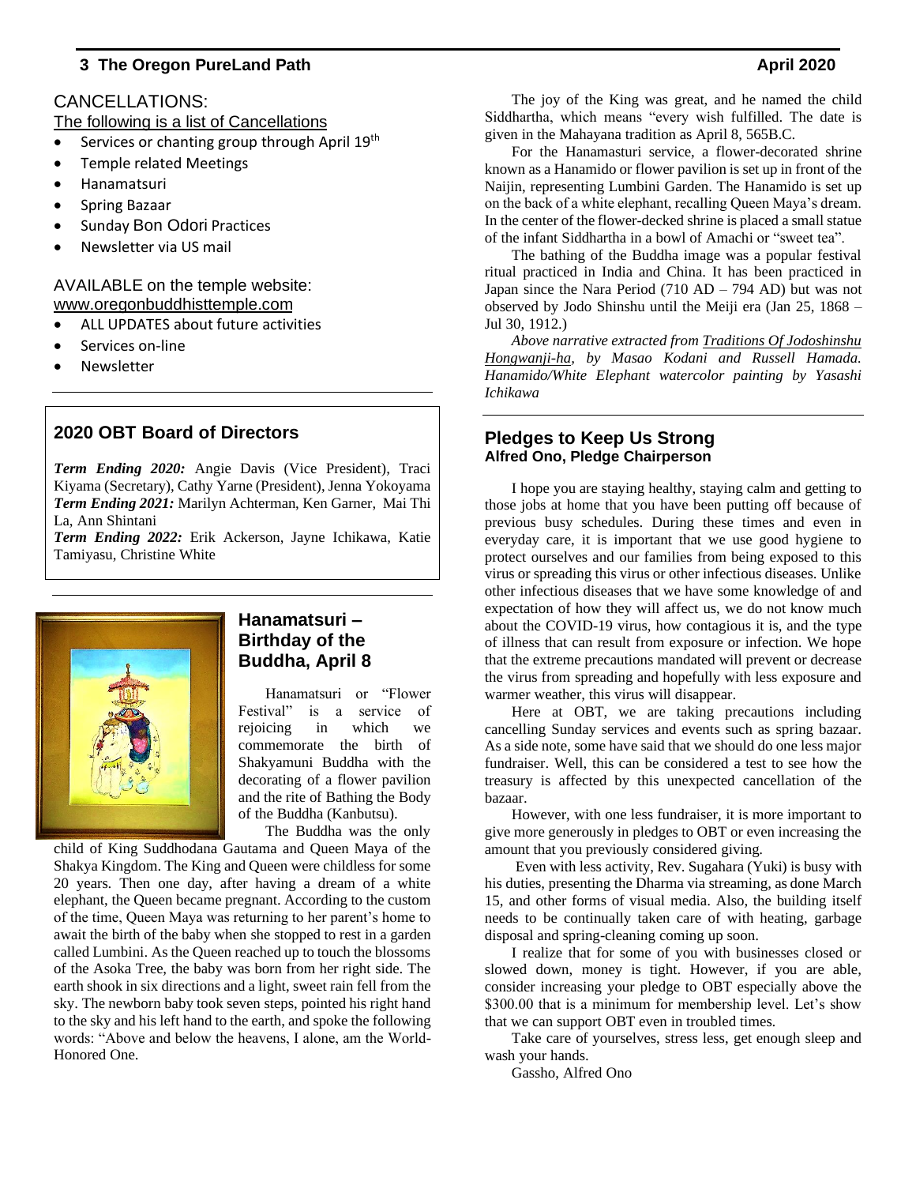## CANCELLATIONS:

The following is a list of Cancellations

- Services or chanting group through April 19th
- Temple related Meetings
- Hanamatsuri
- Spring Bazaar
- Sunday Bon Odori Practices
- Newsletter via US mail

AVAILABLE on the temple website: www.oregonbuddhisttemple.com

- ALL UPDATES about future activities
- Services on-line
- Newsletter

## 2020 OBT Board of Directors

***Term Ending 2020:*** Angie Davis (Vice President), Traci Kiyama (Secretary), Cathy Yarne (President), Jenna Yokoyama
***Term Ending 2021:*** Marilyn Achterman, Ken Garner, Mai Thi La, Ann Shintani
***Term Ending 2022:*** Erik Ackerson, Jayne Ichikawa, Katie Tamiyasu, Christine White

## Hanamatsuri – Birthday of the Buddha, April 8

Hanamatsuri or "Flower Festival" is a service of rejoicing in which we commemorate the birth of Shakyamuni Buddha with the decorating of a flower pavilion and the rite of Bathing the Body of the Buddha (Kanbutsu).

The Buddha was the only child of King Suddhodana Gautama and Queen Maya of the Shakya Kingdom. The King and Queen were childless for some 20 years. Then one day, after having a dream of a white elephant, the Queen became pregnant. According to the custom of the time, Queen Maya was returning to her parent's home to await the birth of the baby when she stopped to rest in a garden called Lumbini. As the Queen reached up to touch the blossoms of the Asoka Tree, the baby was born from her right side. The earth shook in six directions and a light, sweet rain fell from the sky. The newborn baby took seven steps, pointed his right hand to the sky and his left hand to the earth, and spoke the following words: "Above and below the heavens, I alone, am the World-Honored One.

The joy of the King was great, and he named the child Siddhartha, which means "every wish fulfilled. The date is given in the Mahayana tradition as April 8, 565B.C.

For the Hanamasturi service, a flower-decorated shrine known as a Hanamido or flower pavilion is set up in front of the Naijin, representing Lumbini Garden. The Hanamido is set up on the back of a white elephant, recalling Queen Maya's dream. In the center of the flower-decked shrine is placed a small statue of the infant Siddhartha in a bowl of Amachi or "sweet tea".

The bathing of the Buddha image was a popular festival ritual practiced in India and China. It has been practiced in Japan since the Nara Period (710 AD – 794 AD) but was not observed by Jodo Shinshu until the Meiji era (Jan 25, 1868 – Jul 30, 1912.)

*Above narrative extracted from Traditions Of Jodoshinshu Hongwanji-ha, by Masao Kodani and Russell Hamada. Hanamido/White Elephant watercolor painting by Yasashi Ichikawa*

## Pledges to Keep Us Strong

**Alfred Ono, Pledge Chairperson**

I hope you are staying healthy, staying calm and getting to those jobs at home that you have been putting off because of previous busy schedules. During these times and even in everyday care, it is important that we use good hygiene to protect ourselves and our families from being exposed to this virus or spreading this virus or other infectious diseases. Unlike other infectious diseases that we have some knowledge of and expectation of how they will affect us, we do not know much about the COVID-19 virus, how contagious it is, and the type of illness that can result from exposure or infection. We hope that the extreme precautions mandated will prevent or decrease the virus from spreading and hopefully with less exposure and warmer weather, this virus will disappear.

Here at OBT, we are taking precautions including cancelling Sunday services and events such as spring bazaar. As a side note, some have said that we should do one less major fundraiser. Well, this can be considered a test to see how the treasury is affected by this unexpected cancellation of the bazaar.

However, with one less fundraiser, it is more important to give more generously in pledges to OBT or even increasing the amount that you previously considered giving.

Even with less activity, Rev. Sugahara (Yuki) is busy with his duties, presenting the Dharma via streaming, as done March 15, and other forms of visual media. Also, the building itself needs to be continually taken care of with heating, garbage disposal and spring-cleaning coming up soon.

I realize that for some of you with businesses closed or slowed down, money is tight. However, if you are able, consider increasing your pledge to OBT especially above the $300.00 that is a minimum for membership level. Let's show that we can support OBT even in troubled times.

Take care of yourselves, stress less, get enough sleep and wash your hands.

Gassho, Alfred Ono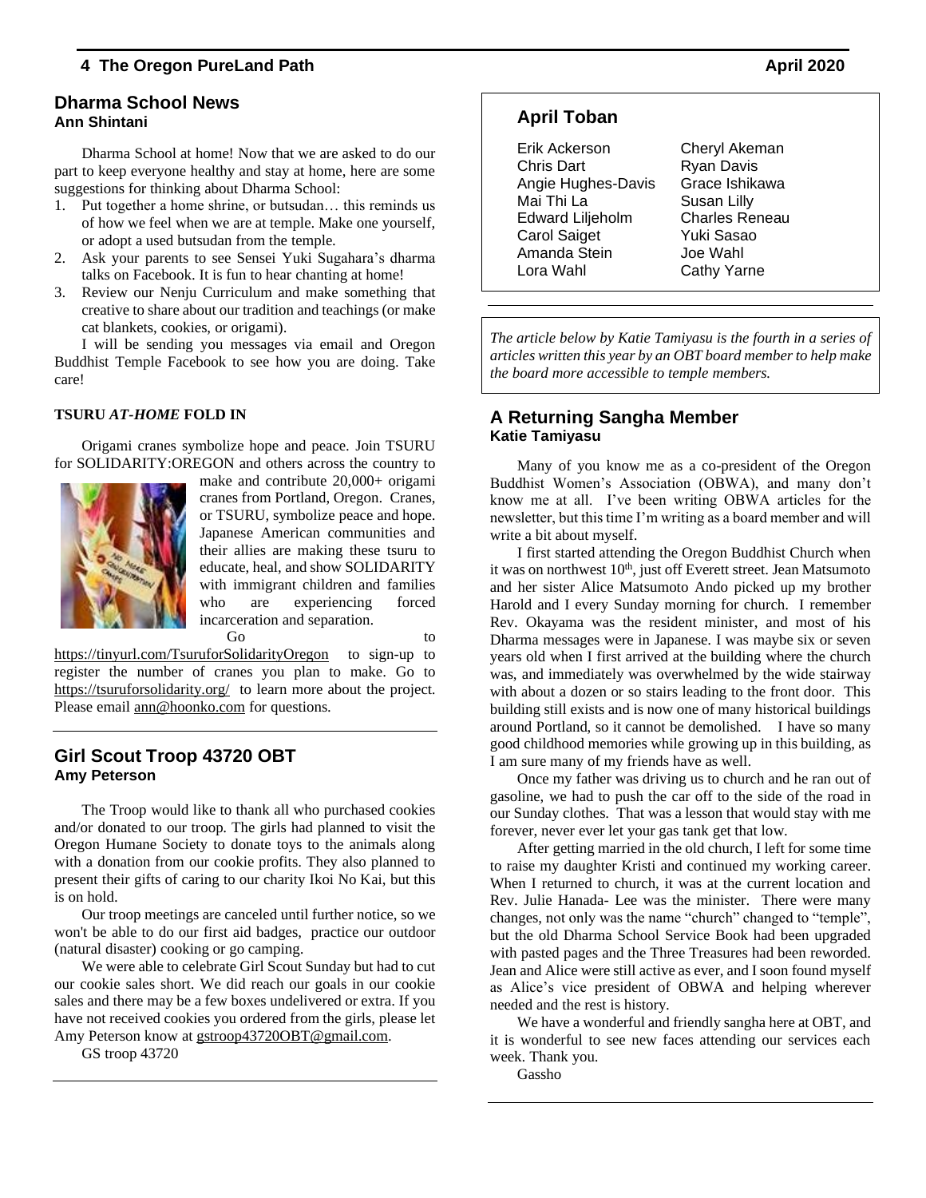## Dharma School News
**Ann Shintani**

Dharma School at home! Now that we are asked to do our part to keep everyone healthy and stay at home, here are some suggestions for thinking about Dharma School:

1. Put together a home shrine, or butsudan… this reminds us of how we feel when we are at temple. Make one yourself, or adopt a used butsudan from the temple.
2. Ask your parents to see Sensei Yuki Sugahara's dharma talks on Facebook. It is fun to hear chanting at home!
3. Review our Nenju Curriculum and make something that creative to share about our tradition and teachings (or make cat blankets, cookies, or origami).

I will be sending you messages via email and Oregon Buddhist Temple Facebook to see how you are doing. Take care!

**TSURU *AT-HOME* FOLD IN**

Origami cranes symbolize hope and peace. Join TSURU for SOLIDARITY:OREGON and others across the country to make and contribute 20,000+ origami cranes from Portland, Oregon. Cranes, or TSURU, symbolize peace and hope. Japanese American communities and their allies are making these tsuru to educate, heal, and show SOLIDARITY with immigrant children and families who are experiencing forced incarceration and separation.

Go to https://tinyurl.com/TsuruforSolidarityOregon to sign-up to register the number of cranes you plan to make. Go to https://tsuruforsolidarity.org/ to learn more about the project. Please email ann@hoonko.com for questions.

## Girl Scout Troop 43720 OBT
**Amy Peterson**

The Troop would like to thank all who purchased cookies and/or donated to our troop. The girls had planned to visit the Oregon Humane Society to donate toys to the animals along with a donation from our cookie profits. They also planned to present their gifts of caring to our charity Ikoi No Kai, but this is on hold.

Our troop meetings are canceled until further notice, so we won't be able to do our first aid badges, practice our outdoor (natural disaster) cooking or go camping.

We were able to celebrate Girl Scout Sunday but had to cut our cookie sales short. We did reach our goals in our cookie sales and there may be a few boxes undelivered or extra. If you have not received cookies you ordered from the girls, please let Amy Peterson know at gstroop43720OBT@gmail.com.

GS troop 43720

## April Toban

| | |
|---|---|
| Erik Ackerson | Cheryl Akeman |
| Chris Dart | Ryan Davis |
| Angie Hughes-Davis | Grace Ishikawa |
| Mai Thi La | Susan Lilly |
| Edward Liljeholm | Charles Reneau |
| Carol Saiget | Yuki Sasao |
| Amanda Stein | Joe Wahl |
| Lora Wahl | Cathy Yarne |

*The article below by Katie Tamiyasu is the fourth in a series of articles written this year by an OBT board member to help make the board more accessible to temple members.*

## A Returning Sangha Member
**Katie Tamiyasu**

Many of you know me as a co-president of the Oregon Buddhist Women's Association (OBWA), and many don't know me at all. I've been writing OBWA articles for the newsletter, but this time I'm writing as a board member and will write a bit about myself.

I first started attending the Oregon Buddhist Church when it was on northwest 10th, just off Everett street. Jean Matsumoto and her sister Alice Matsumoto Ando picked up my brother Harold and I every Sunday morning for church. I remember Rev. Okayama was the resident minister, and most of his Dharma messages were in Japanese. I was maybe six or seven years old when I first arrived at the building where the church was, and immediately was overwhelmed by the wide stairway with about a dozen or so stairs leading to the front door. This building still exists and is now one of many historical buildings around Portland, so it cannot be demolished. I have so many good childhood memories while growing up in this building, as I am sure many of my friends have as well.

Once my father was driving us to church and he ran out of gasoline, we had to push the car off to the side of the road in our Sunday clothes. That was a lesson that would stay with me forever, never ever let your gas tank get that low.

After getting married in the old church, I left for some time to raise my daughter Kristi and continued my working career. When I returned to church, it was at the current location and Rev. Julie Hanada- Lee was the minister. There were many changes, not only was the name "church" changed to "temple", but the old Dharma School Service Book had been upgraded with pasted pages and the Three Treasures had been reworded. Jean and Alice were still active as ever, and I soon found myself as Alice's vice president of OBWA and helping wherever needed and the rest is history.

We have a wonderful and friendly sangha here at OBT, and it is wonderful to see new faces attending our services each week. Thank you.

Gassho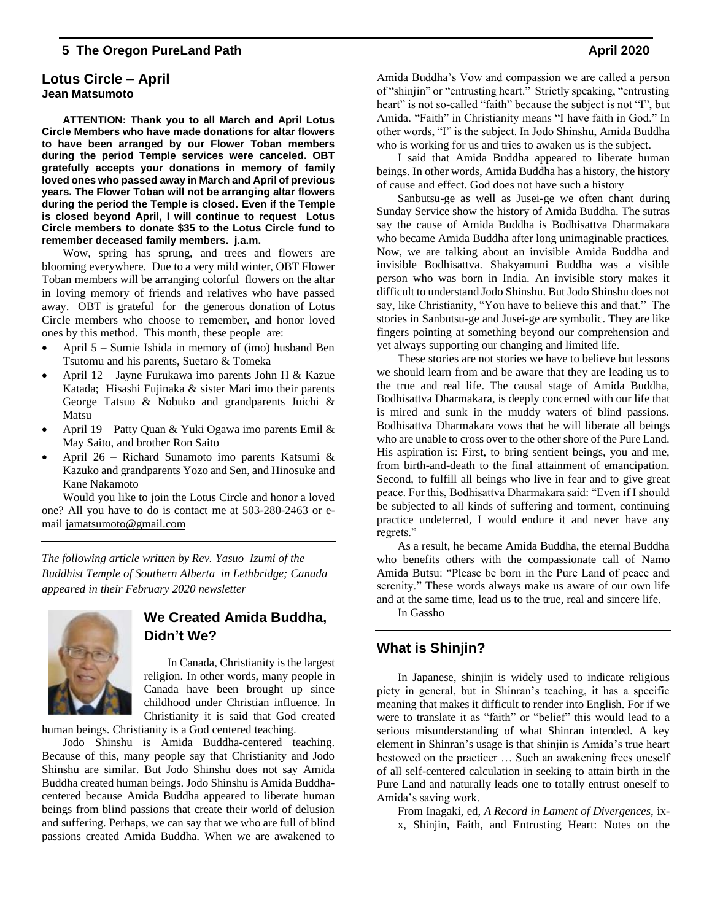## Lotus Circle – April

**Jean Matsumoto**

**ATTENTION: Thank you to all March and April Lotus Circle Members who have made donations for altar flowers to have been arranged by our Flower Toban members during the period Temple services were canceled. OBT gratefully accepts your donations in memory of family loved ones who passed away in March and April of previous years. The Flower Toban will not be arranging altar flowers during the period the Temple is closed. Even if the Temple is closed beyond April, I will continue to request Lotus Circle members to donate $35 to the Lotus Circle fund to remember deceased family members. j.a.m.**

Wow, spring has sprung, and trees and flowers are blooming everywhere. Due to a very mild winter, OBT Flower Toban members will be arranging colorful flowers on the altar in loving memory of friends and relatives who have passed away. OBT is grateful for the generous donation of Lotus Circle members who choose to remember, and honor loved ones by this method. This month, these people are:

- April 5 – Sumie Ishida in memory of (imo) husband Ben Tsutomu and his parents, Suetaro & Tomeka
- April 12 – Jayne Furukawa imo parents John H & Kazue Katada; Hisashi Fujinaka & sister Mari imo their parents George Tatsuo & Nobuko and grandparents Juichi & Matsu
- April 19 – Patty Quan & Yuki Ogawa imo parents Emil & May Saito, and brother Ron Saito
- April 26 – Richard Sunamoto imo parents Katsumi & Kazuko and grandparents Yozo and Sen, and Hinosuke and Kane Nakamoto

Would you like to join the Lotus Circle and honor a loved one? All you have to do is contact me at 503-280-2463 or e-mail jamatsumoto@gmail.com

---

*The following article written by Rev. Yasuo Izumi of the Buddhist Temple of Southern Alberta in Lethbridge; Canada appeared in their February 2020 newsletter*

## We Created Amida Buddha, Didn't We?

In Canada, Christianity is the largest religion. In other words, many people in Canada have been brought up since childhood under Christian influence. In Christianity it is said that God created human beings. Christianity is a God centered teaching.

Jodo Shinshu is Amida Buddha-centered teaching. Because of this, many people say that Christianity and Jodo Shinshu are similar. But Jodo Shinshu does not say Amida Buddha created human beings. Jodo Shinshu is Amida Buddha-centered because Amida Buddha appeared to liberate human beings from blind passions that create their world of delusion and suffering. Perhaps, we can say that we who are full of blind passions created Amida Buddha. When we are awakened to Amida Buddha's Vow and compassion we are called a person of "shinjin" or "entrusting heart." Strictly speaking, "entrusting heart" is not so-called "faith" because the subject is not "I", but Amida. "Faith" in Christianity means "I have faith in God." In other words, "I" is the subject. In Jodo Shinshu, Amida Buddha who is working for us and tries to awaken us is the subject.

I said that Amida Buddha appeared to liberate human beings. In other words, Amida Buddha has a history, the history of cause and effect. God does not have such a history

Sanbutsu-ge as well as Jusei-ge we often chant during Sunday Service show the history of Amida Buddha. The sutras say the cause of Amida Buddha is Bodhisattva Dharmakara who became Amida Buddha after long unimaginable practices. Now, we are talking about an invisible Amida Buddha and invisible Bodhisattva. Shakyamuni Buddha was a visible person who was born in India. An invisible story makes it difficult to understand Jodo Shinshu. But Jodo Shinshu does not say, like Christianity, "You have to believe this and that." The stories in Sanbutsu-ge and Jusei-ge are symbolic. They are like fingers pointing at something beyond our comprehension and yet always supporting our changing and limited life.

These stories are not stories we have to believe but lessons we should learn from and be aware that they are leading us to the true and real life. The causal stage of Amida Buddha, Bodhisattva Dharmakara, is deeply concerned with our life that is mired and sunk in the muddy waters of blind passions. Bodhisattva Dharmakara vows that he will liberate all beings who are unable to cross over to the other shore of the Pure Land. His aspiration is: First, to bring sentient beings, you and me, from birth-and-death to the final attainment of emancipation. Second, to fulfill all beings who live in fear and to give great peace. For this, Bodhisattva Dharmakara said: "Even if I should be subjected to all kinds of suffering and torment, continuing practice undeterred, I would endure it and never have any regrets."

As a result, he became Amida Buddha, the eternal Buddha who benefits others with the compassionate call of Namo Amida Butsu: "Please be born in the Pure Land of peace and serenity." These words always make us aware of our own life and at the same time, lead us to the true, real and sincere life.

In Gassho

---

## What is Shinjin?

In Japanese, shinjin is widely used to indicate religious piety in general, but in Shinran's teaching, it has a specific meaning that makes it difficult to render into English. For if we were to translate it as "faith" or "belief" this would lead to a serious misunderstanding of what Shinran intended. A key element in Shinran's usage is that shinjin is Amida's true heart bestowed on the practicer … Such an awakening frees oneself of all self-centered calculation in seeking to attain birth in the Pure Land and naturally leads one to totally entrust oneself to Amida's saving work.

From Inagaki, ed, *A Record in Lament of Divergences*, ix-x, Shinjin, Faith, and Entrusting Heart: Notes on the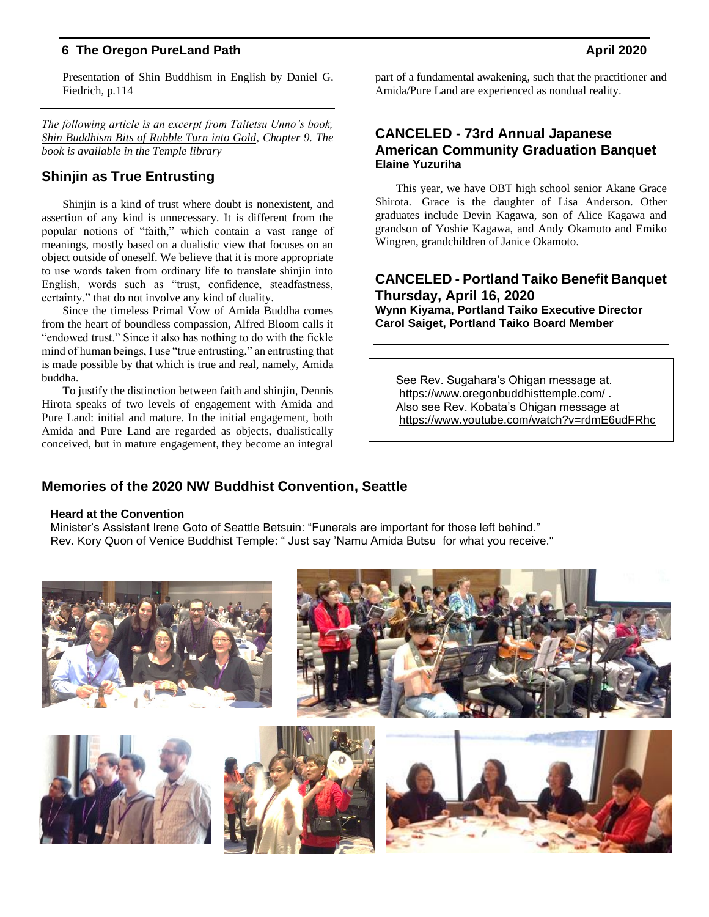Presentation of Shin Buddhism in English by Daniel G. Fiedrich, p.114

*The following article is an excerpt from Taitetsu Unno's book, Shin Buddhism Bits of Rubble Turn into Gold, Chapter 9. The book is available in the Temple library*

## Shinjin as True Entrusting

Shinjin is a kind of trust where doubt is nonexistent, and assertion of any kind is unnecessary. It is different from the popular notions of "faith," which contain a vast range of meanings, mostly based on a dualistic view that focuses on an object outside of oneself. We believe that it is more appropriate to use words taken from ordinary life to translate shinjin into English, words such as "trust, confidence, steadfastness, certainty." that do not involve any kind of duality.

Since the timeless Primal Vow of Amida Buddha comes from the heart of boundless compassion, Alfred Bloom calls it "endowed trust." Since it also has nothing to do with the fickle mind of human beings, I use "true entrusting," an entrusting that is made possible by that which is true and real, namely, Amida buddha.

To justify the distinction between faith and shinjin, Dennis Hirota speaks of two levels of engagement with Amida and Pure Land: initial and mature. In the initial engagement, both Amida and Pure Land are regarded as objects, dualistically conceived, but in mature engagement, they become an integral part of a fundamental awakening, such that the practitioner and Amida/Pure Land are experienced as nondual reality.

## CANCELED - 73rd Annual Japanese American Community Graduation Banquet

**Elaine Yuzuriha**

This year, we have OBT high school senior Akane Grace Shirota. Grace is the daughter of Lisa Anderson. Other graduates include Devin Kagawa, son of Alice Kagawa and grandson of Yoshie Kagawa, and Andy Okamoto and Emiko Wingren, grandchildren of Janice Okamoto.

## CANCELED - Portland Taiko Benefit Banquet Thursday, April 16, 2020

**Wynn Kiyama, Portland Taiko Executive Director**
**Carol Saiget, Portland Taiko Board Member**

See Rev. Sugahara's Ohigan message at. https://www.oregonbuddhisttemple.com/ .
Also see Rev. Kobata's Ohigan message at https://www.youtube.com/watch?v=rdmE6udFRhc

## Memories of the 2020 NW Buddhist Convention, Seattle

**Heard at the Convention**
Minister's Assistant Irene Goto of Seattle Betsuin: "Funerals are important for those left behind."
Rev. Kory Quon of Venice Buddhist Temple: " Just say 'Namu Amida Butsu for what you receive."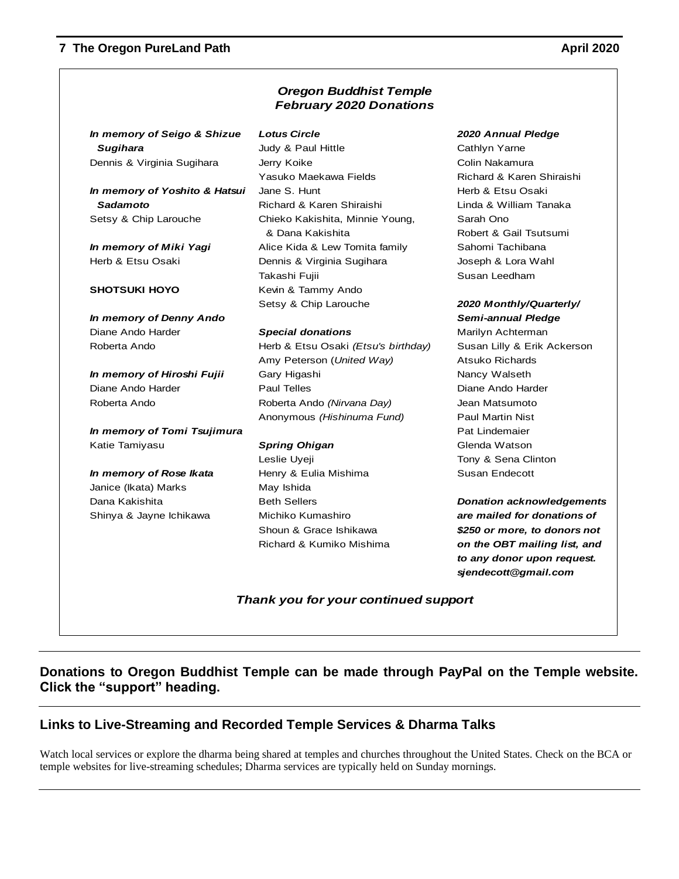## *Oregon Buddhist Temple February 2020 Donations*

***In memory of Seigo & Shizue Sugihara***
Dennis & Virginia Sugihara

***In memory of Yoshito & Hatsui Sadamoto***
Setsy & Chip Larouche

***In memory of Miki Yagi***
Herb & Etsu Osaki

**SHOTSUKI HOYO**

***In memory of Denny Ando***
Diane Ando Harder
Roberta Ando

***In memory of Hiroshi Fujii***
Diane Ando Harder
Roberta Ando

***In memory of Tomi Tsujimura***
Katie Tamiyasu

***In memory of Rose Ikata***
Janice (Ikata) Marks
Dana Kakishita
Shinya & Jayne Ichikawa

***Lotus Circle***
Judy & Paul Hittle
Jerry Koike
Yasuko Maekawa Fields
Jane S. Hunt
Richard & Karen Shiraishi
Chieko Kakishita, Minnie Young, & Dana Kakishita
Alice Kida & Lew Tomita family
Dennis & Virginia Sugihara
Takashi Fujii
Kevin & Tammy Ando
Setsy & Chip Larouche

***Special donations***
Herb & Etsu Osaki *(Etsu's birthday)*
Amy Peterson (*United Way)*
Gary Higashi
Paul Telles
Roberta Ando *(Nirvana Day)*
Anonymous *(Hishinuma Fund)*

***Spring Ohigan***
Leslie Uyeji
Henry & Eulia Mishima
May Ishida
Beth Sellers
Michiko Kumashiro
Shoun & Grace Ishikawa
Richard & Kumiko Mishima

***2020 Annual Pledge***
Cathlyn Yarne
Colin Nakamura
Richard & Karen Shiraishi
Herb & Etsu Osaki
Linda & William Tanaka
Sarah Ono
Robert & Gail Tsutsumi
Sahomi Tachibana
Joseph & Lora Wahl
Susan Leedham

***2020 Monthly/Quarterly/ Semi-annual Pledge***
Marilyn Achterman
Susan Lilly & Erik Ackerson
Atsuko Richards
Nancy Walseth
Diane Ando Harder
Jean Matsumoto
Paul Martin Nist
Pat Lindemaier
Glenda Watson
Tony & Sena Clinton
Susan Endecott

***Donation acknowledgements are mailed for donations of $250 or more, to donors not on the OBT mailing list, and to any donor upon request. sjendecott@gmail.com***

***Thank you for your continued support***

---

**Donations to Oregon Buddhist Temple can be made through PayPal on the Temple website. Click the "support" heading.**

---

## Links to Live-Streaming and Recorded Temple Services & Dharma Talks

Watch local services or explore the dharma being shared at temples and churches throughout the United States. Check on the BCA or temple websites for live-streaming schedules; Dharma services are typically held on Sunday mornings.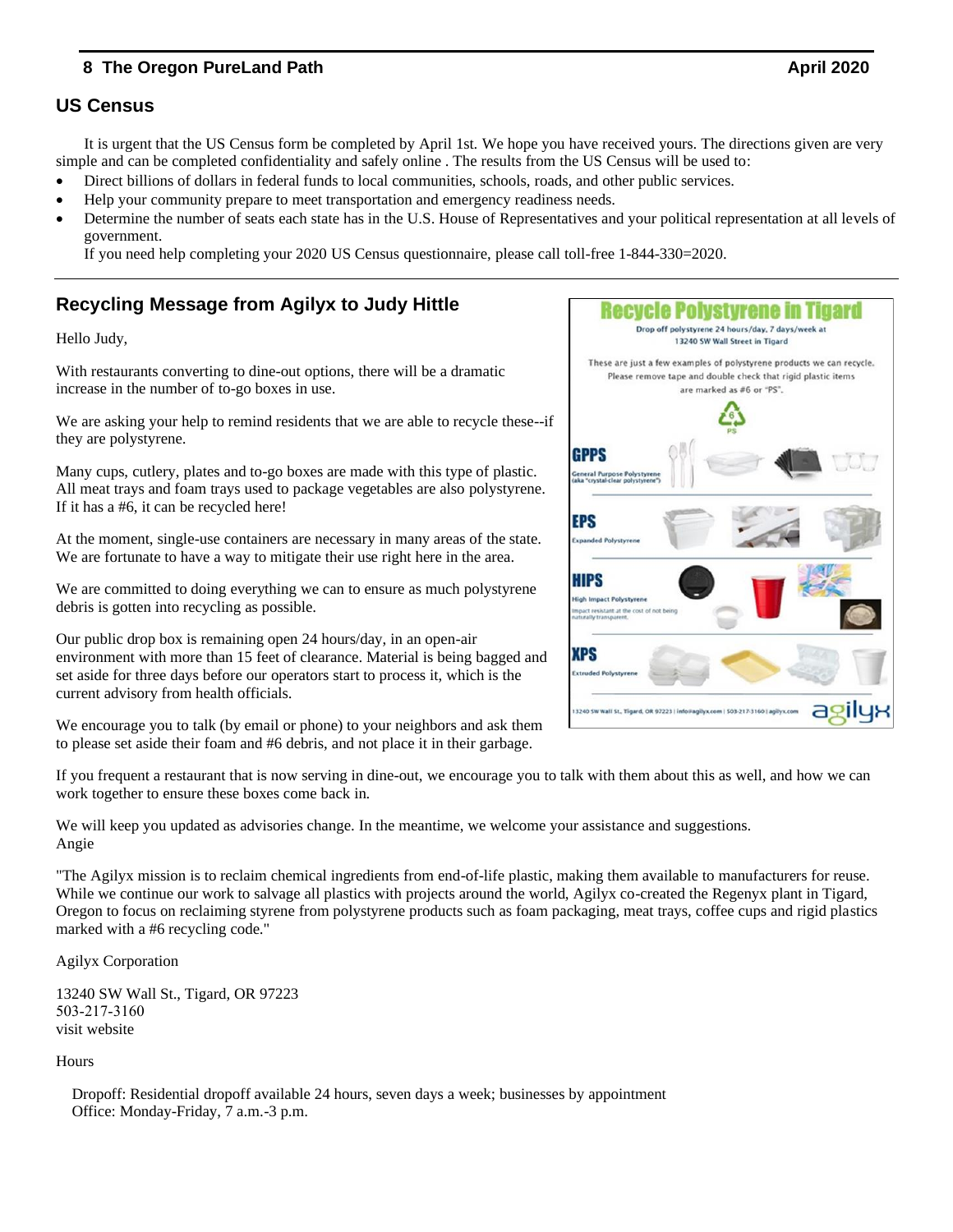## US Census

It is urgent that the US Census form be completed by April 1st. We hope you have received yours. The directions given are very simple and can be completed confidentiality and safely online . The results from the US Census will be used to:

- Direct billions of dollars in federal funds to local communities, schools, roads, and other public services.
- Help your community prepare to meet transportation and emergency readiness needs.
- Determine the number of seats each state has in the U.S. House of Representatives and your political representation at all levels of government.

If you need help completing your 2020 US Census questionnaire, please call toll-free 1-844-330=2020.

---

## Recycling Message from Agilyx to Judy Hittle

Hello Judy,

With restaurants converting to dine-out options, there will be a dramatic increase in the number of to-go boxes in use.

We are asking your help to remind residents that we are able to recycle these--if they are polystyrene.

Many cups, cutlery, plates and to-go boxes are made with this type of plastic. All meat trays and foam trays used to package vegetables are also polystyrene. If it has a #6, it can be recycled here!

At the moment, single-use containers are necessary in many areas of the state. We are fortunate to have a way to mitigate their use right here in the area.

We are committed to doing everything we can to ensure as much polystyrene debris is gotten into recycling as possible.

Our public drop box is remaining open 24 hours/day, in an open-air environment with more than 15 feet of clearance. Material is being bagged and set aside for three days before our operators start to process it, which is the current advisory from health officials.

We encourage you to talk (by email or phone) to your neighbors and ask them to please set aside their foam and #6 debris, and not place it in their garbage.

**Recycle Polystyrene in Tigard**

Drop off polystyrene 24 hours/day, 7 days/week at
13240 SW Wall Street in Tigard

These are just a few examples of polystyrene products we can recycle.
Please remove tape and double check that rigid plastic items are marked as #6 or "PS".

PS

GPPS
General Purpose Polystyrene (aka "crystal-clear polystyrene")

EPS
Expanded Polystyrene

HIPS
High Impact Polystyrene
Impact resistant at the cost of not being naturally transparent.

XPS
Extruded Polystyrene

13240 SW Wall St., Tigard, OR 97223 | info@agilyx.com | 503-217-3160 | agilyx.com

agilyx

If you frequent a restaurant that is now serving in dine-out, we encourage you to talk with them about this as well, and how we can work together to ensure these boxes come back in.

We will keep you updated as advisories change. In the meantime, we welcome your assistance and suggestions.
Angie

"The Agilyx mission is to reclaim chemical ingredients from end-of-life plastic, making them available to manufacturers for reuse. While we continue our work to salvage all plastics with projects around the world, Agilyx co-created the Regenyx plant in Tigard, Oregon to focus on reclaiming styrene from polystyrene products such as foam packaging, meat trays, coffee cups and rigid plastics marked with a #6 recycling code."

Agilyx Corporation

13240 SW Wall St., Tigard, OR 97223
503-217-3160
visit website

Hours

Dropoff: Residential dropoff available 24 hours, seven days a week; businesses by appointment
Office: Monday-Friday, 7 a.m.-3 p.m.